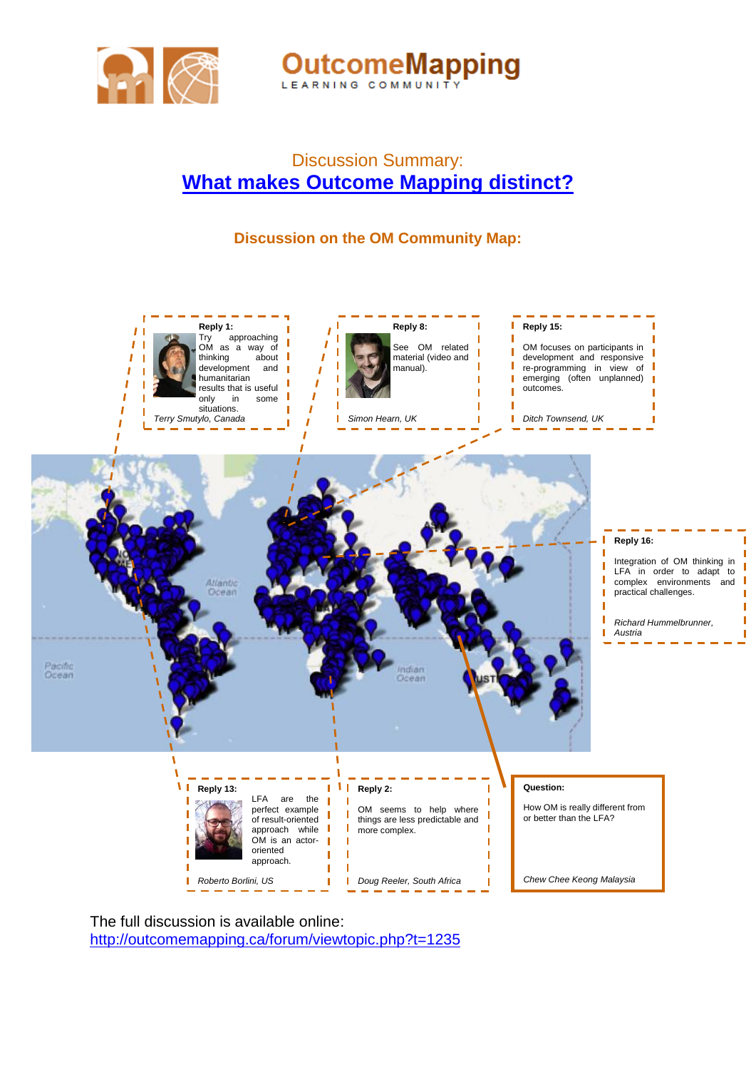Discussion Summary:

# What makes Outcome Mapping distinct?

## Discussion on the OM Community Map:

**Reply 1:**
Try approaching OM as a way of thinking about development and humanitarian results that is useful only in some situations.
*Terry Smutylo, Canada*

**Reply 8:**
See OM related material (video and manual).
*Simon Hearn, UK*

**Reply 15:**
OM focuses on participants in development and responsive re-programming in view of emerging (often unplanned) outcomes.
*Ditch Townsend, UK*

**Reply 16:**
Integration of OM thinking in LFA in order to adapt to complex environments and practical challenges.
*Richard Hummelbrunner, Austria*

**Reply 13:**
LFA are the perfect example of result-oriented approach while OM is an actor-oriented approach.
*Roberto Borlini, US*

**Reply 2:**
OM seems to help where things are less predictable and more complex.
*Doug Reeler, South Africa*

**Question:**
How OM is really different from or better than the LFA?
*Chew Chee Keong Malaysia*

The full discussion is available online:
http://outcomemapping.ca/forum/viewtopic.php?t=1235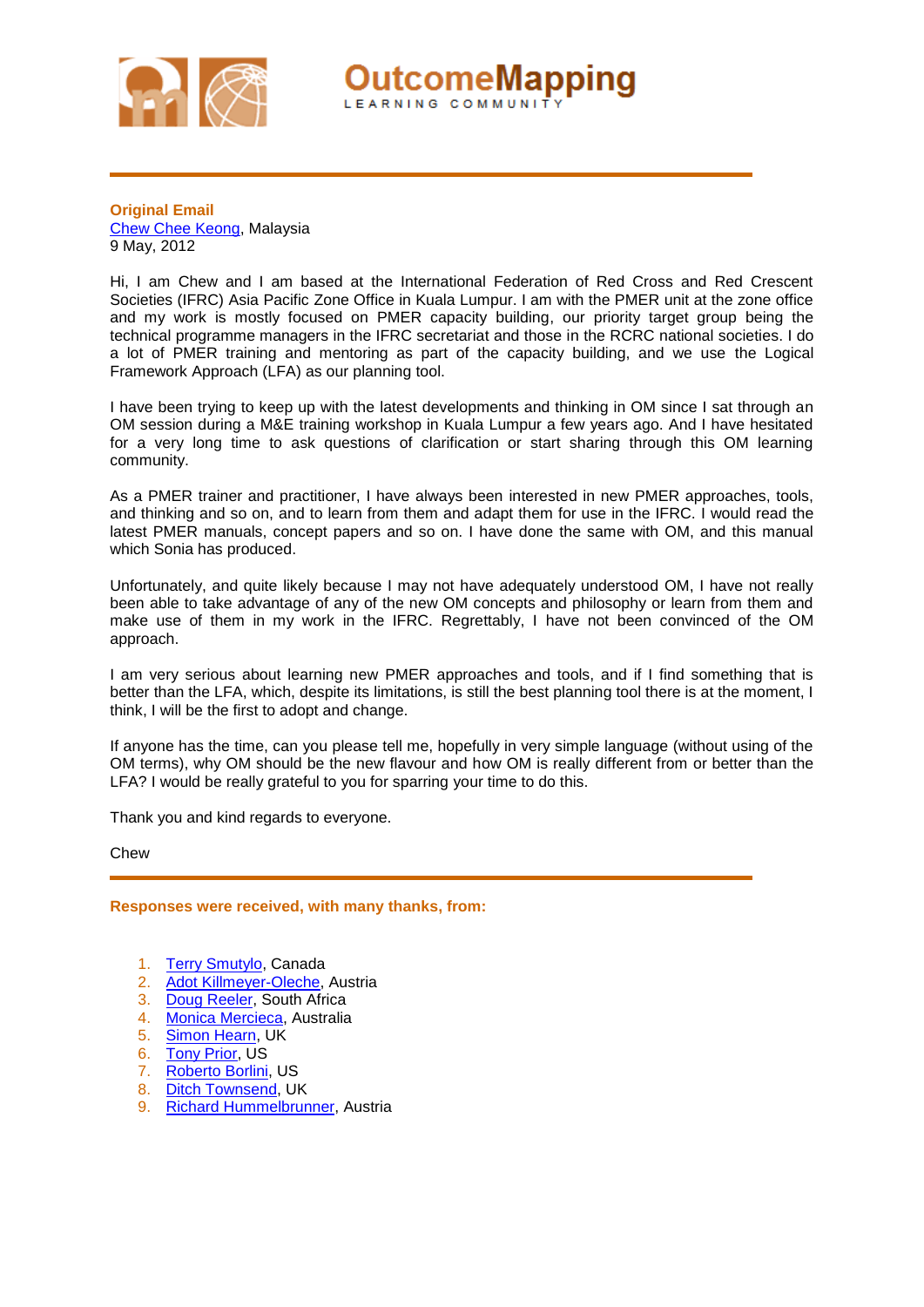**Original Email**
Chew Chee Keong, Malaysia
9 May, 2012

Hi, I am Chew and I am based at the International Federation of Red Cross and Red Crescent Societies (IFRC) Asia Pacific Zone Office in Kuala Lumpur. I am with the PMER unit at the zone office and my work is mostly focused on PMER capacity building, our priority target group being the technical programme managers in the IFRC secretariat and those in the RCRC national societies. I do a lot of PMER training and mentoring as part of the capacity building, and we use the Logical Framework Approach (LFA) as our planning tool.

I have been trying to keep up with the latest developments and thinking in OM since I sat through an OM session during a M&E training workshop in Kuala Lumpur a few years ago. And I have hesitated for a very long time to ask questions of clarification or start sharing through this OM learning community.

As a PMER trainer and practitioner, I have always been interested in new PMER approaches, tools, and thinking and so on, and to learn from them and adapt them for use in the IFRC. I would read the latest PMER manuals, concept papers and so on. I have done the same with OM, and this manual which Sonia has produced.

Unfortunately, and quite likely because I may not have adequately understood OM, I have not really been able to take advantage of any of the new OM concepts and philosophy or learn from them and make use of them in my work in the IFRC. Regrettably, I have not been convinced of the OM approach.

I am very serious about learning new PMER approaches and tools, and if I find something that is better than the LFA, which, despite its limitations, is still the best planning tool there is at the moment, I think, I will be the first to adopt and change.

If anyone has the time, can you please tell me, hopefully in very simple language (without using of the OM terms), why OM should be the new flavour and how OM is really different from or better than the LFA? I would be really grateful to you for sparring your time to do this.

Thank you and kind regards to everyone.

Chew

**Responses were received, with many thanks, from:**

1. Terry Smutylo, Canada
2. Adot Killmeyer-Oleche, Austria
3. Doug Reeler, South Africa
4. Monica Mercieca, Australia
5. Simon Hearn, UK
6. Tony Prior, US
7. Roberto Borlini, US
8. Ditch Townsend, UK
9. Richard Hummelbrunner, Austria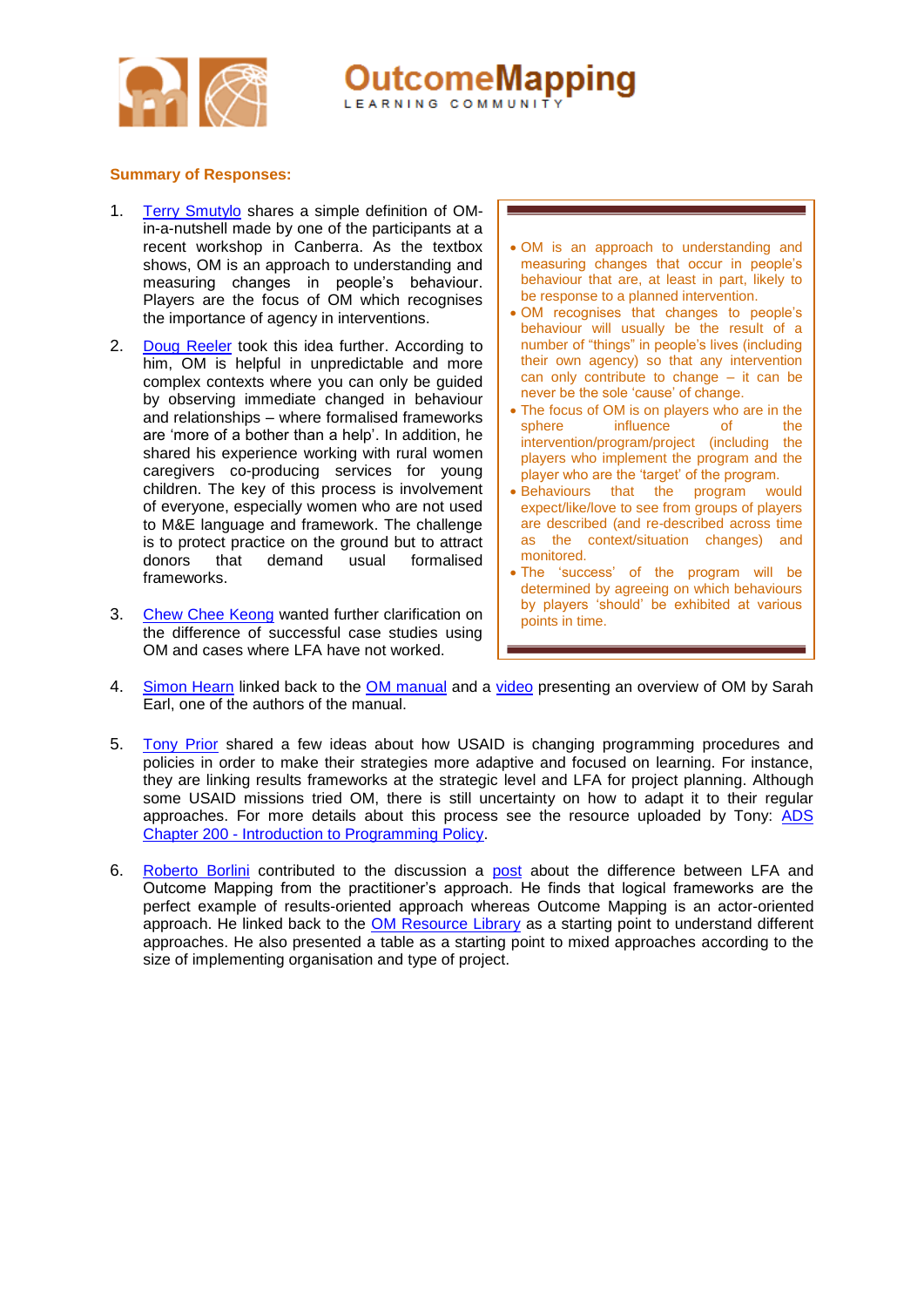**Summary of Responses:**

1. Terry Smutylo shares a simple definition of OM-in-a-nutshell made by one of the participants at a recent workshop in Canberra. As the textbox shows, OM is an approach to understanding and measuring changes in people's behaviour. Players are the focus of OM which recognises the importance of agency in interventions.

2. Doug Reeler took this idea further. According to him, OM is helpful in unpredictable and more complex contexts where you can only be guided by observing immediate changed in behaviour and relationships – where formalised frameworks are 'more of a bother than a help'. In addition, he shared his experience working with rural women caregivers co-producing services for young children. The key of this process is involvement of everyone, especially women who are not used to M&E language and framework. The challenge is to protect practice on the ground but to attract donors that demand usual formalised frameworks.

3. Chew Chee Keong wanted further clarification on the difference of successful case studies using OM and cases where LFA have not worked.

> - OM is an approach to understanding and measuring changes that occur in people's behaviour that are, at least in part, likely to be response to a planned intervention.
> - OM recognises that changes to people's behaviour will usually be the result of a number of "things" in people's lives (including their own agency) so that any intervention can only contribute to change – it can be never be the sole 'cause' of change.
> - The focus of OM is on players who are in the sphere influence of the intervention/program/project (including the players who implement the program and the player who are the 'target' of the program.
> - Behaviours that the program would expect/like/love to see from groups of players are described (and re-described across time as the context/situation changes) and monitored.
> - The 'success' of the program will be determined by agreeing on which behaviours by players 'should' be exhibited at various points in time.

4. Simon Hearn linked back to the OM manual and a video presenting an overview of OM by Sarah Earl, one of the authors of the manual.

5. Tony Prior shared a few ideas about how USAID is changing programming procedures and policies in order to make their strategies more adaptive and focused on learning. For instance, they are linking results frameworks at the strategic level and LFA for project planning. Although some USAID missions tried OM, there is still uncertainty on how to adapt it to their regular approaches. For more details about this process see the resource uploaded by Tony: ADS Chapter 200 - Introduction to Programming Policy.

6. Roberto Borlini contributed to the discussion a post about the difference between LFA and Outcome Mapping from the practitioner's approach. He finds that logical frameworks are the perfect example of results-oriented approach whereas Outcome Mapping is an actor-oriented approach. He linked back to the OM Resource Library as a starting point to understand different approaches. He also presented a table as a starting point to mixed approaches according to the size of implementing organisation and type of project.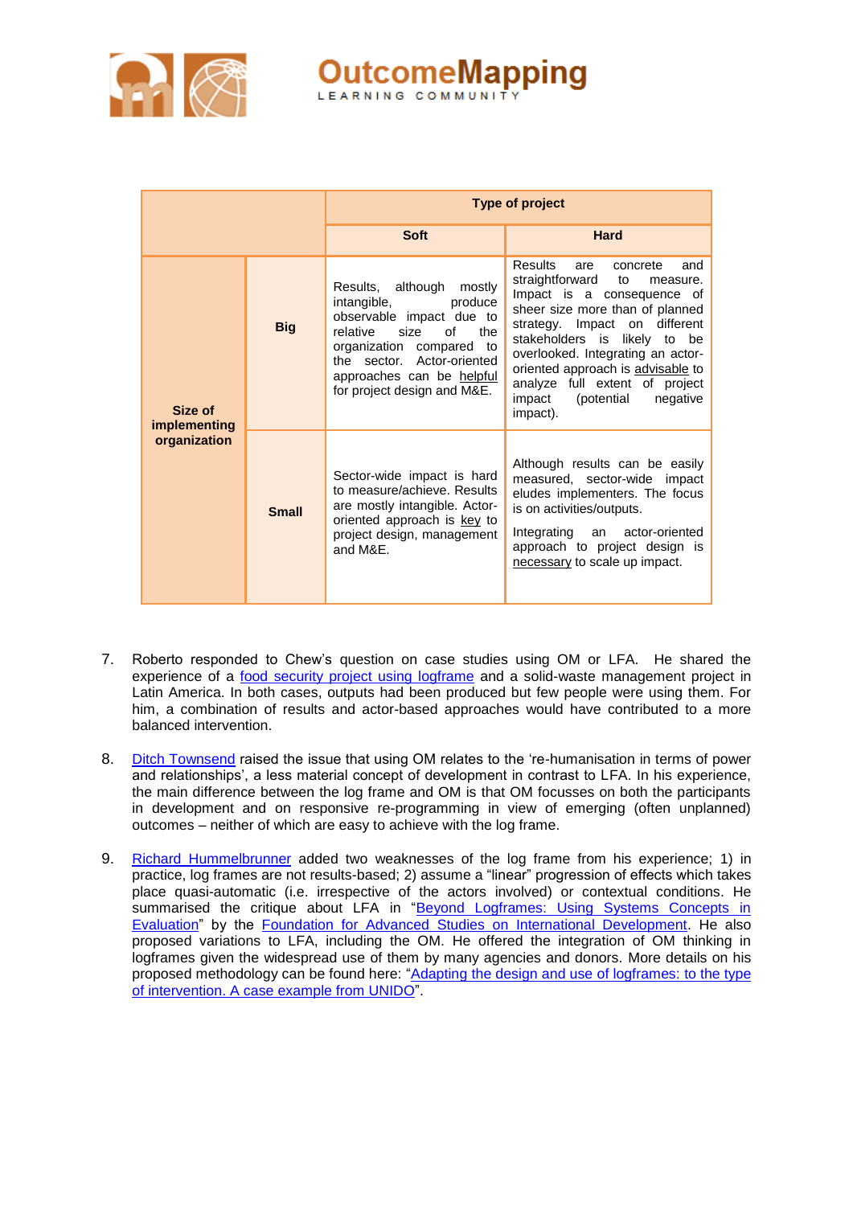| | | Type of project | |
|---|---|---|---|
| | | **Soft** | **Hard** |
| **Size of implementing organization** | **Big** | Results, although mostly intangible, produce observable impact due to relative size of the organization compared to the sector. Actor-oriented approaches can be helpful for project design and M&E. | Results are concrete and straightforward to measure. Impact is a consequence of sheer size more than of planned strategy. Impact on different stakeholders is likely to be overlooked. Integrating an actor-oriented approach is advisable to analyze full extent of project impact (potential negative impact). |
| | **Small** | Sector-wide impact is hard to measure/achieve. Results are mostly intangible. Actor-oriented approach is key to project design, management and M&E. | Although results can be easily measured, sector-wide impact eludes implementers. The focus is on activities/outputs. Integrating an actor-oriented approach to project design is necessary to scale up impact. |

7. Roberto responded to Chew's question on case studies using OM or LFA. He shared the experience of a food security project using logframe and a solid-waste management project in Latin America. In both cases, outputs had been produced but few people were using them. For him, a combination of results and actor-based approaches would have contributed to a more balanced intervention.

8. Ditch Townsend raised the issue that using OM relates to the 're-humanisation in terms of power and relationships', a less material concept of development in contrast to LFA. In his experience, the main difference between the log frame and OM is that OM focusses on both the participants in development and on responsive re-programming in view of emerging (often unplanned) outcomes – neither of which are easy to achieve with the log frame.

9. Richard Hummelbrunner added two weaknesses of the log frame from his experience; 1) in practice, log frames are not results-based; 2) assume a "linear" progression of effects which takes place quasi-automatic (i.e. irrespective of the actors involved) or contextual conditions. He summarised the critique about LFA in "Beyond Logframes: Using Systems Concepts in Evaluation" by the Foundation for Advanced Studies on International Development. He also proposed variations to LFA, including the OM. He offered the integration of OM thinking in logframes given the widespread use of them by many agencies and donors. More details on his proposed methodology can be found here: "Adapting the design and use of logframes: to the type of intervention. A case example from UNIDO".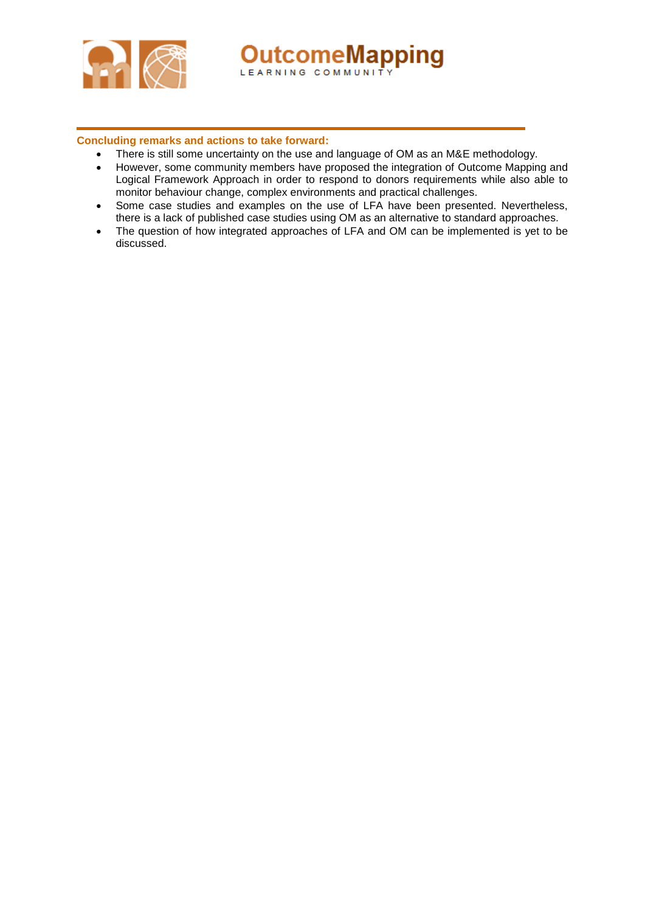**Concluding remarks and actions to take forward:**

- There is still some uncertainty on the use and language of OM as an M&E methodology.
- However, some community members have proposed the integration of Outcome Mapping and Logical Framework Approach in order to respond to donors requirements while also able to monitor behaviour change, complex environments and practical challenges.
- Some case studies and examples on the use of LFA have been presented. Nevertheless, there is a lack of published case studies using OM as an alternative to standard approaches.
- The question of how integrated approaches of LFA and OM can be implemented is yet to be discussed.